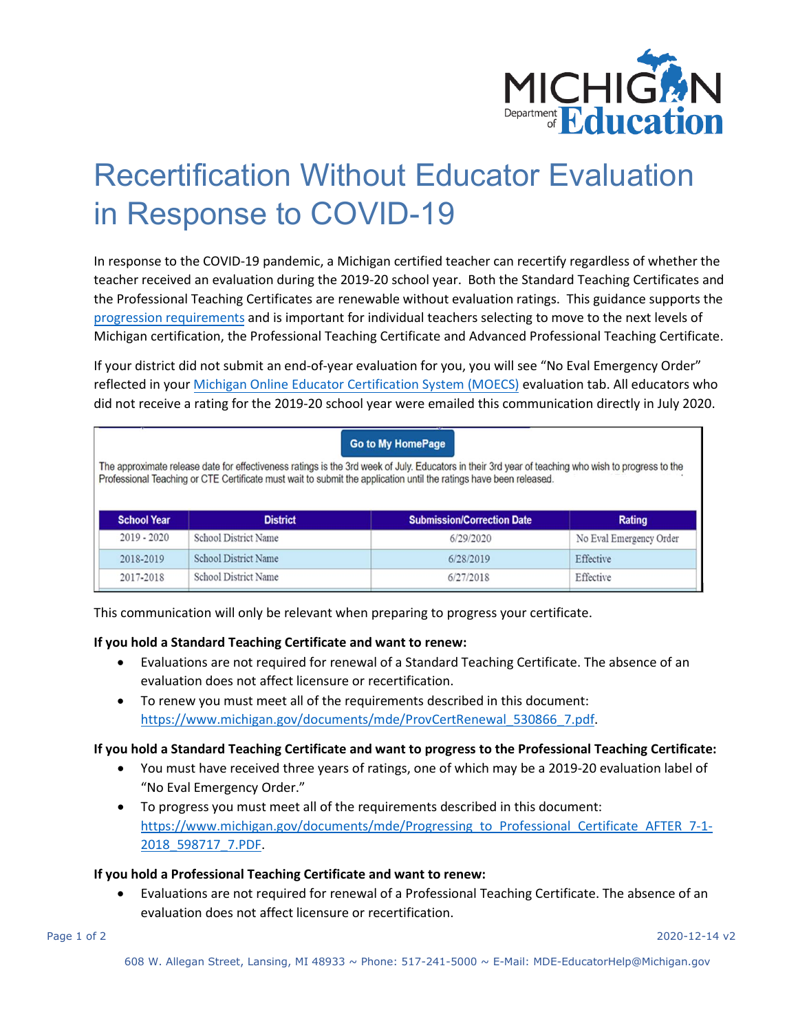# Recertification Without Educator Evaluation in Response to COVID-19

In response to the COVID-19 pandemic, a Michigan certified teacher can recertify regardless of whether the teacher received an evaluation during the 2019-20 school year. Both the Standard Teaching Certificates and the Professional Teaching Certificates are renewable without evaluation ratings. This guidance supports the [progression requirements](#) and is important for individual teachers selecting to move to the next levels of Michigan certification, the Professional Teaching Certificate and Advanced Professional Teaching Certificate.

If your district did not submit an end-of-year evaluation for you, you will see "No Eval Emergency Order" reflected in your [Michigan Online Educator Certification System (MOECS)](#) evaluation tab. All educators who did not receive a rating for the 2019-20 school year were emailed this communication directly in July 2020.

**Go to My HomePage**

The approximate release date for effectiveness ratings is the 3rd week of July. Educators in their 3rd year of teaching who wish to progress to the Professional Teaching or CTE Certificate must wait to submit the application until the ratings have been released.

| School Year | District | Submission/Correction Date | Rating |
|---|---|---|---|
| 2019 - 2020 | School District Name | 6/29/2020 | No Eval Emergency Order |
| 2018-2019 | School District Name | 6/28/2019 | Effective |
| 2017-2018 | School District Name | 6/27/2018 | Effective |

This communication will only be relevant when preparing to progress your certificate.

**If you hold a Standard Teaching Certificate and want to renew:**

- Evaluations are not required for renewal of a Standard Teaching Certificate. The absence of an evaluation does not affect licensure or recertification.
- To renew you must meet all of the requirements described in this document: https://www.michigan.gov/documents/mde/ProvCertRenewal_530866_7.pdf.

**If you hold a Standard Teaching Certificate and want to progress to the Professional Teaching Certificate:**

- You must have received three years of ratings, one of which may be a 2019-20 evaluation label of "No Eval Emergency Order."
- To progress you must meet all of the requirements described in this document: https://www.michigan.gov/documents/mde/Progressing_to_Professional_Certificate_AFTER_7-1-2018_598717_7.PDF.

**If you hold a Professional Teaching Certificate and want to renew:**

- Evaluations are not required for renewal of a Professional Teaching Certificate. The absence of an evaluation does not affect licensure or recertification.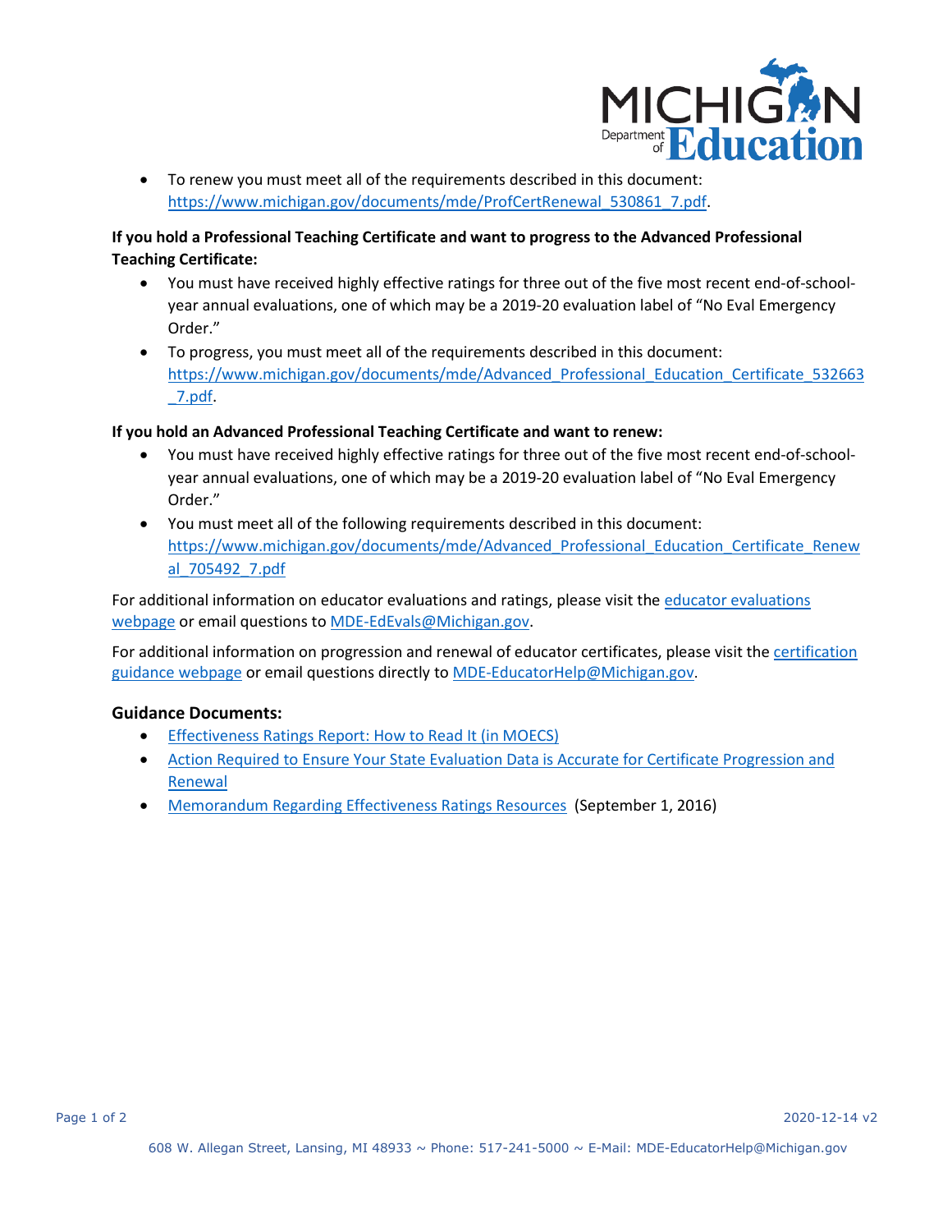- To renew you must meet all of the requirements described in this document: https://www.michigan.gov/documents/mde/ProfCertRenewal_530861_7.pdf.

**If you hold a Professional Teaching Certificate and want to progress to the Advanced Professional Teaching Certificate:**

- You must have received highly effective ratings for three out of the five most recent end-of-school-year annual evaluations, one of which may be a 2019-20 evaluation label of "No Eval Emergency Order."
- To progress, you must meet all of the requirements described in this document: https://www.michigan.gov/documents/mde/Advanced_Professional_Education_Certificate_532663_7.pdf.

**If you hold an Advanced Professional Teaching Certificate and want to renew:**

- You must have received highly effective ratings for three out of the five most recent end-of-school-year annual evaluations, one of which may be a 2019-20 evaluation label of "No Eval Emergency Order."
- You must meet all of the following requirements described in this document: https://www.michigan.gov/documents/mde/Advanced_Professional_Education_Certificate_Renewal_705492_7.pdf

For additional information on educator evaluations and ratings, please visit the educator evaluations webpage or email questions to MDE-EdEvals@Michigan.gov.

For additional information on progression and renewal of educator certificates, please visit the certification guidance webpage or email questions directly to MDE-EducatorHelp@Michigan.gov.

### Guidance Documents:

- Effectiveness Ratings Report: How to Read It (in MOECS)
- Action Required to Ensure Your State Evaluation Data is Accurate for Certificate Progression and Renewal
- Memorandum Regarding Effectiveness Ratings Resources (September 1, 2016)